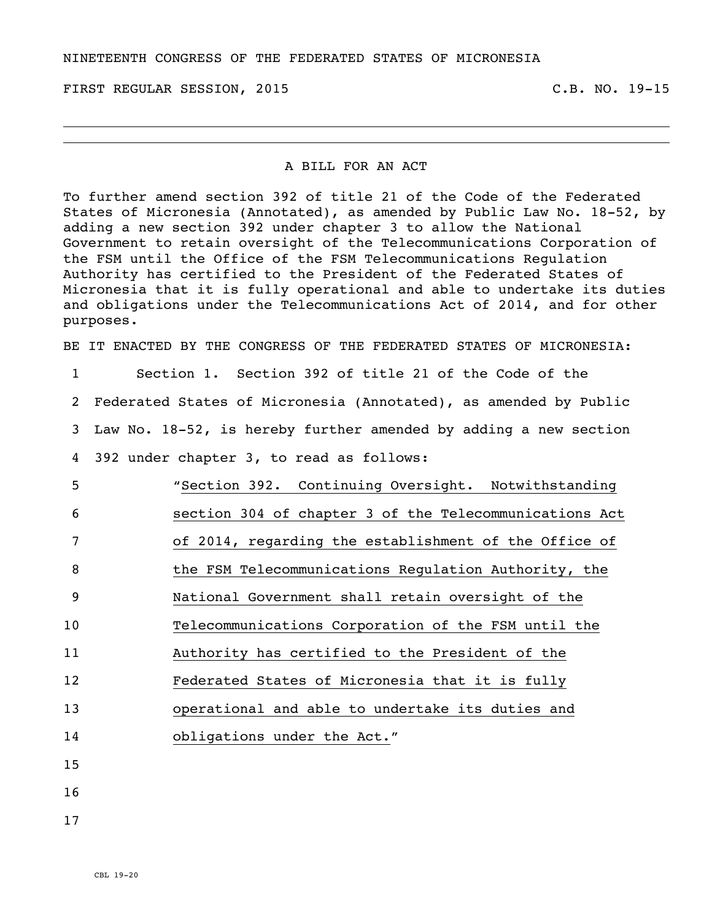NINETEENTH CONGRESS OF THE FEDERATED STATES OF MICRONESIA

FIRST REGULAR SESSION, 2015 C.B. NO. 19-15

---

## A BILL FOR AN ACT

To further amend section 392 of title 21 of the Code of the Federated States of Micronesia (Annotated), as amended by Public Law No. 18-52, by adding a new section 392 under chapter 3 to allow the National Government to retain oversight of the Telecommunications Corporation of the FSM until the Office of the FSM Telecommunications Regulation Authority has certified to the President of the Federated States of Micronesia that it is fully operational and able to undertake its duties and obligations under the Telecommunications Act of 2014, and for other purposes.

BE IT ENACTED BY THE CONGRESS OF THE FEDERATED STATES OF MICRONESIA:

1 Section 1. Section 392 of title 21 of the Code of the
2 Federated States of Micronesia (Annotated), as amended by Public
3 Law No. 18-52, is hereby further amended by adding a new section
4 392 under chapter 3, to read as follows:
5 "Section 392. Continuing Oversight. Notwithstanding
6 section 304 of chapter 3 of the Telecommunications Act
7 of 2014, regarding the establishment of the Office of
8 the FSM Telecommunications Regulation Authority, the
9 National Government shall retain oversight of the
10 Telecommunications Corporation of the FSM until the
11 Authority has certified to the President of the
12 Federated States of Micronesia that it is fully
13 operational and able to undertake its duties and
14 obligations under the Act."
15
16
17

CBL 19-20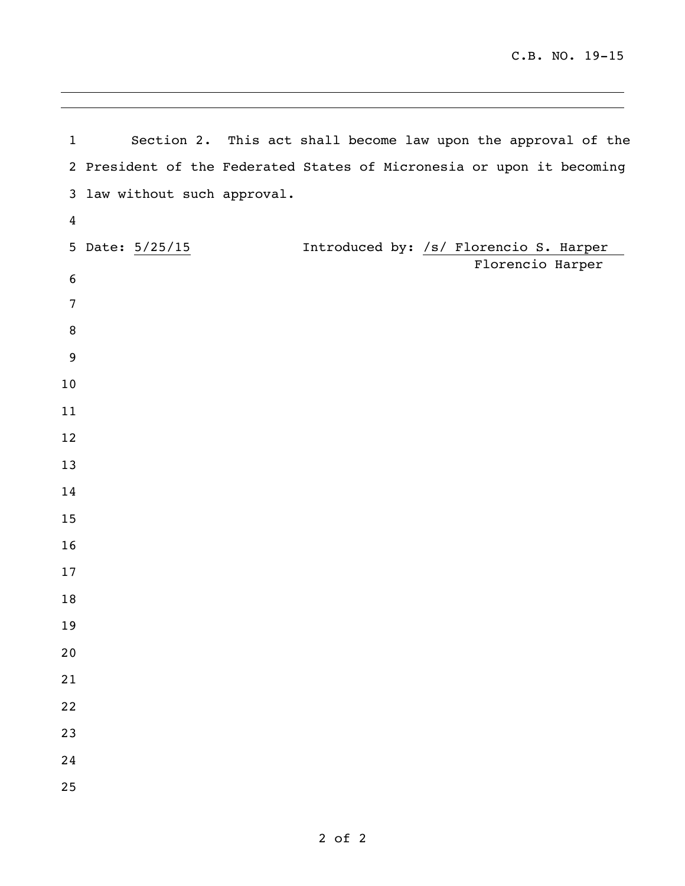Section 2. This act shall become law upon the approval of the President of the Federated States of Micronesia or upon it becoming law without such approval.

Date: 5/25/15

Introduced by: /s/ Florencio S. Harper
Florencio Harper